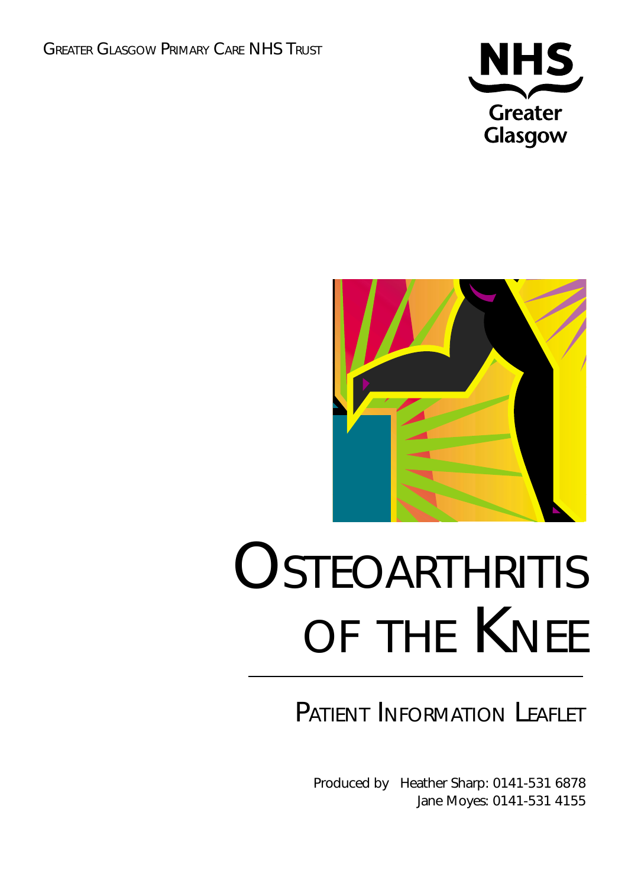GREATER GLASGOW PRIMARY CARE NHS TRUST

NHS Greater Glasgow

# OSTEOARTHRITIS OF THE KNEE

## PATIENT INFORMATION LEAFLET

Produced by Heather Sharp: 0141-531 6878
Jane Moyes: 0141-531 4155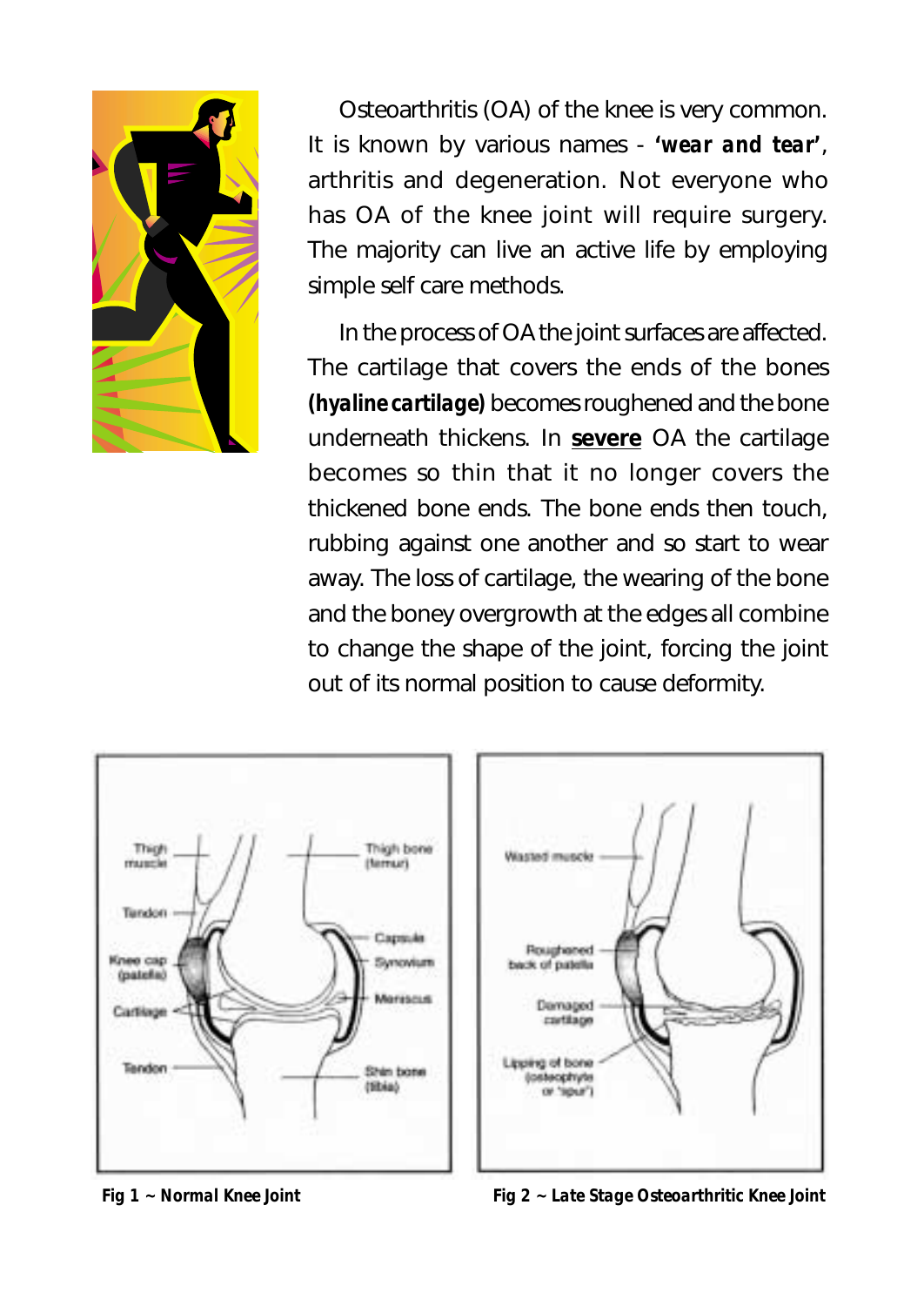Osteoarthritis (OA) of the knee is very common. It is known by various names - ***'wear and tear'***, arthritis and degeneration. Not everyone who has OA of the knee joint will require surgery. The majority can live an active life by employing simple self care methods.

In the process of OA the joint surfaces are affected. The cartilage that covers the ends of the bones ***(hyaline cartilage)*** becomes roughened and the bone underneath thickens. In **severe** OA the cartilage becomes so thin that it no longer covers the thickened bone ends. The bone ends then touch, rubbing against one another and so start to wear away. The loss of cartilage, the wearing of the bone and the boney overgrowth at the edges all combine to change the shape of the joint, forcing the joint out of its normal position to cause deformity.

***Fig 1 ~ Normal Knee Joint***

***Fig 2 ~ Late Stage Osteoarthritic Knee Joint***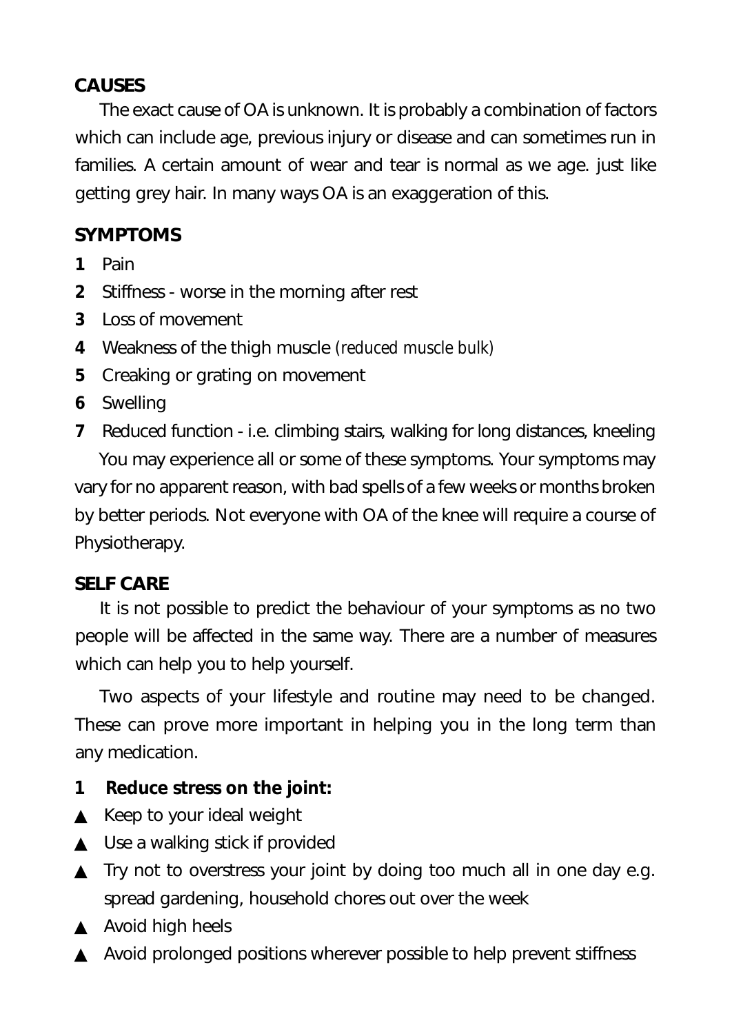## CAUSES

The exact cause of OA is unknown. It is probably a combination of factors which can include age, previous injury or disease and can sometimes run in families. A certain amount of wear and tear is normal as we age. just like getting grey hair. In many ways OA is an exaggeration of this.

## SYMPTOMS

1. Pain
2. Stiffness - worse in the morning after rest
3. Loss of movement
4. Weakness of the thigh muscle (reduced muscle bulk)
5. Creaking or grating on movement
6. Swelling
7. Reduced function - i.e. climbing stairs, walking for long distances, kneeling

You may experience all or some of these symptoms. Your symptoms may vary for no apparent reason, with bad spells of a few weeks or months broken by better periods. Not everyone with OA of the knee will require a course of Physiotherapy.

## SELF CARE

It is not possible to predict the behaviour of your symptoms as no two people will be affected in the same way. There are a number of measures which can help you to help yourself.

Two aspects of your lifestyle and routine may need to be changed. These can prove more important in helping you in the long term than any medication.

**1 Reduce stress on the joint:**

- ▲ Keep to your ideal weight
- ▲ Use a walking stick if provided
- ▲ Try not to overstress your joint by doing too much all in one day e.g. spread gardening, household chores out over the week
- ▲ Avoid high heels
- ▲ Avoid prolonged positions wherever possible to help prevent stiffness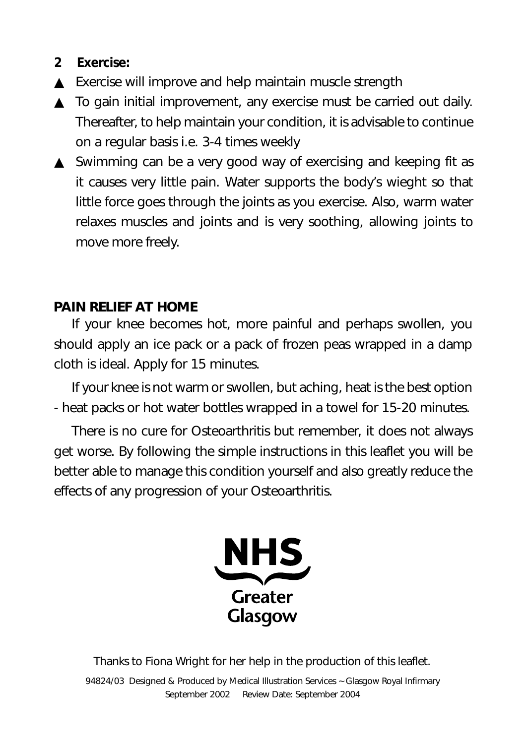**2 Exercise:**

- Exercise will improve and help maintain muscle strength
- To gain initial improvement, any exercise must be carried out daily. Thereafter, to help maintain your condition, it is advisable to continue on a regular basis i.e. 3-4 times weekly
- Swimming can be a very good way of exercising and keeping fit as it causes very little pain. Water supports the body's wieght so that little force goes through the joints as you exercise. Also, warm water relaxes muscles and joints and is very soothing, allowing joints to move more freely.

**PAIN RELIEF AT HOME**

If your knee becomes hot, more painful and perhaps swollen, you should apply an ice pack or a pack of frozen peas wrapped in a damp cloth is ideal. Apply for 15 minutes.

If your knee is not warm or swollen, but aching, heat is the best option - heat packs or hot water bottles wrapped in a towel for 15-20 minutes.

There is no cure for Osteoarthritis but remember, it does not always get worse. By following the simple instructions in this leaflet you will be better able to manage this condition yourself and also greatly reduce the effects of any progression of your Osteoarthritis.

NHS
Greater
Glasgow

Thanks to Fiona Wright for her help in the production of this leaflet.

94824/03 Designed & Produced by Medical Illustration Services ~ Glasgow Royal Infirmary
September 2002 Review Date: September 2004